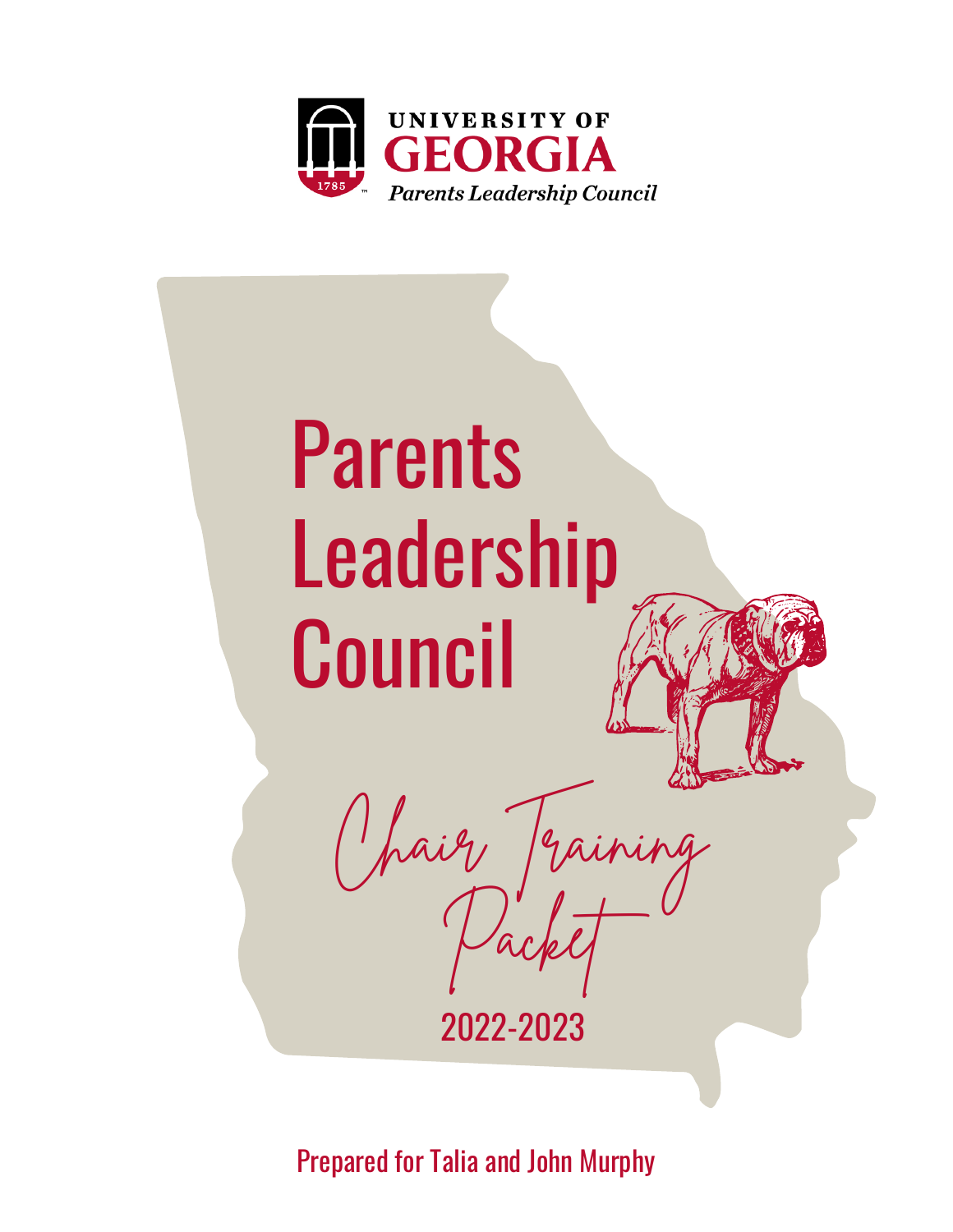UNIVERSITY OF

GEORGIA

*Parents Leadership Council*

# Parents Leadership Council

## Chair Training Packet

2022-2023

Prepared for Talia and John Murphy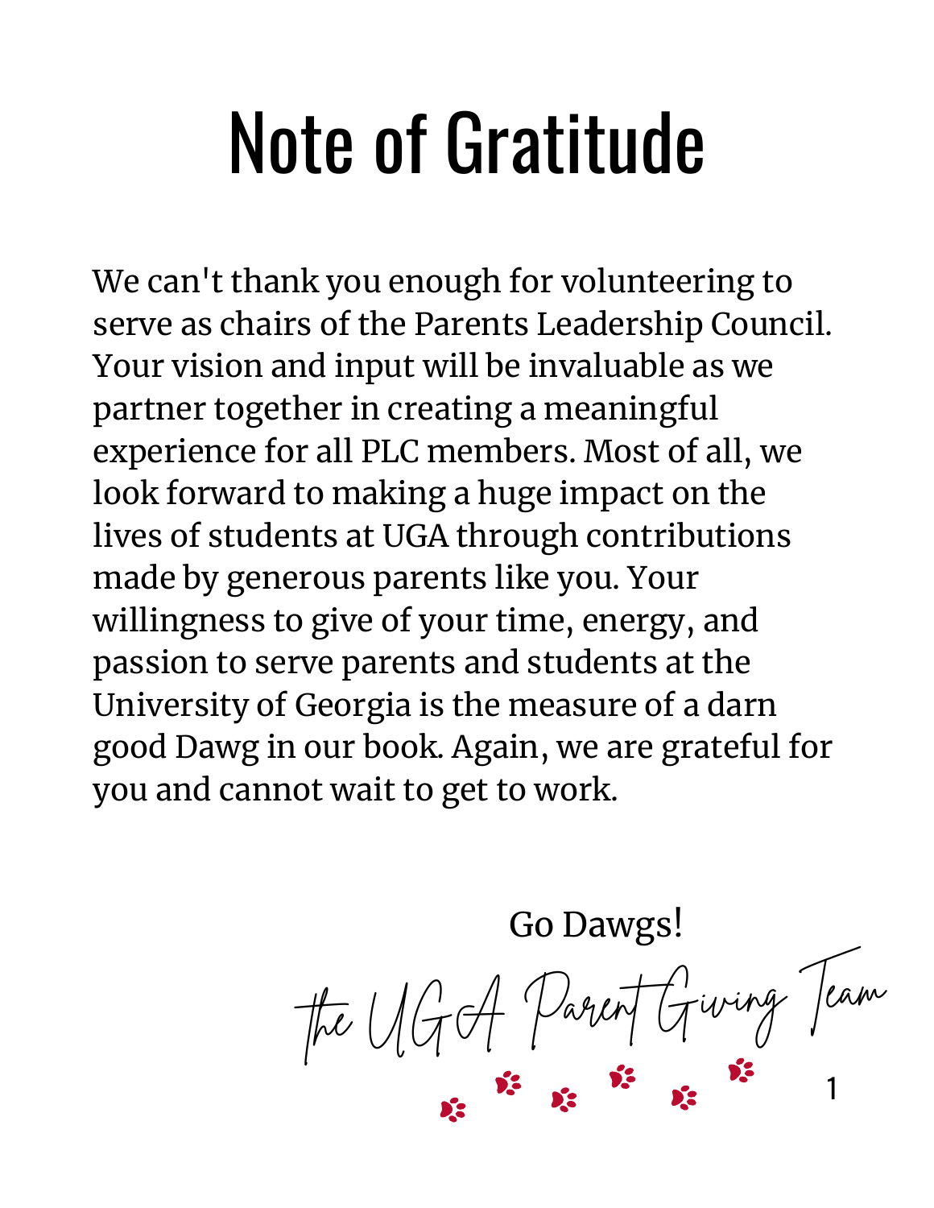# Note of Gratitude

We can't thank you enough for volunteering to serve as chairs of the Parents Leadership Council. Your vision and input will be invaluable as we partner together in creating a meaningful experience for all PLC members. Most of all, we look forward to making a huge impact on the lives of students at UGA through contributions made by generous parents like you. Your willingness to give of your time, energy, and passion to serve parents and students at the University of Georgia is the measure of a darn good Dawg in our book. Again, we are grateful for you and cannot wait to get to work.

Go Dawgs!

*the UGA Parent Giving Team*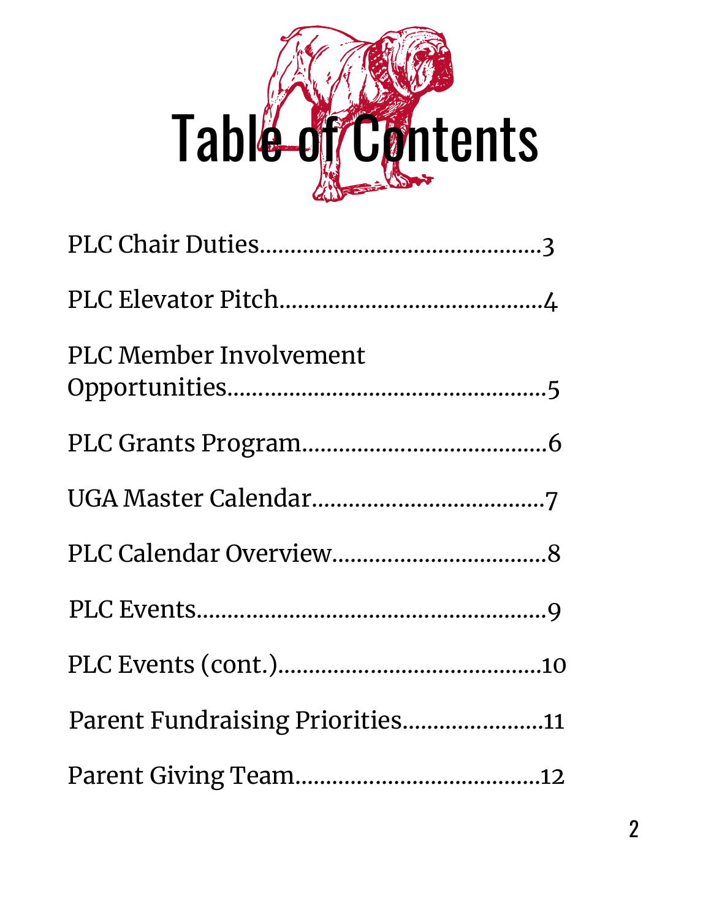# Table of Contents

PLC Chair Duties............................................3

PLC Elevator Pitch.........................................4

PLC Member Involvement Opportunities..................................................5

PLC Grants Program.......................................6

UGA Master Calendar....................................7

PLC Calendar Overview..................................8

PLC Events........................................................9

PLC Events (cont.)..........................................10

Parent Fundraising Priorities......................11

Parent Giving Team.......................................12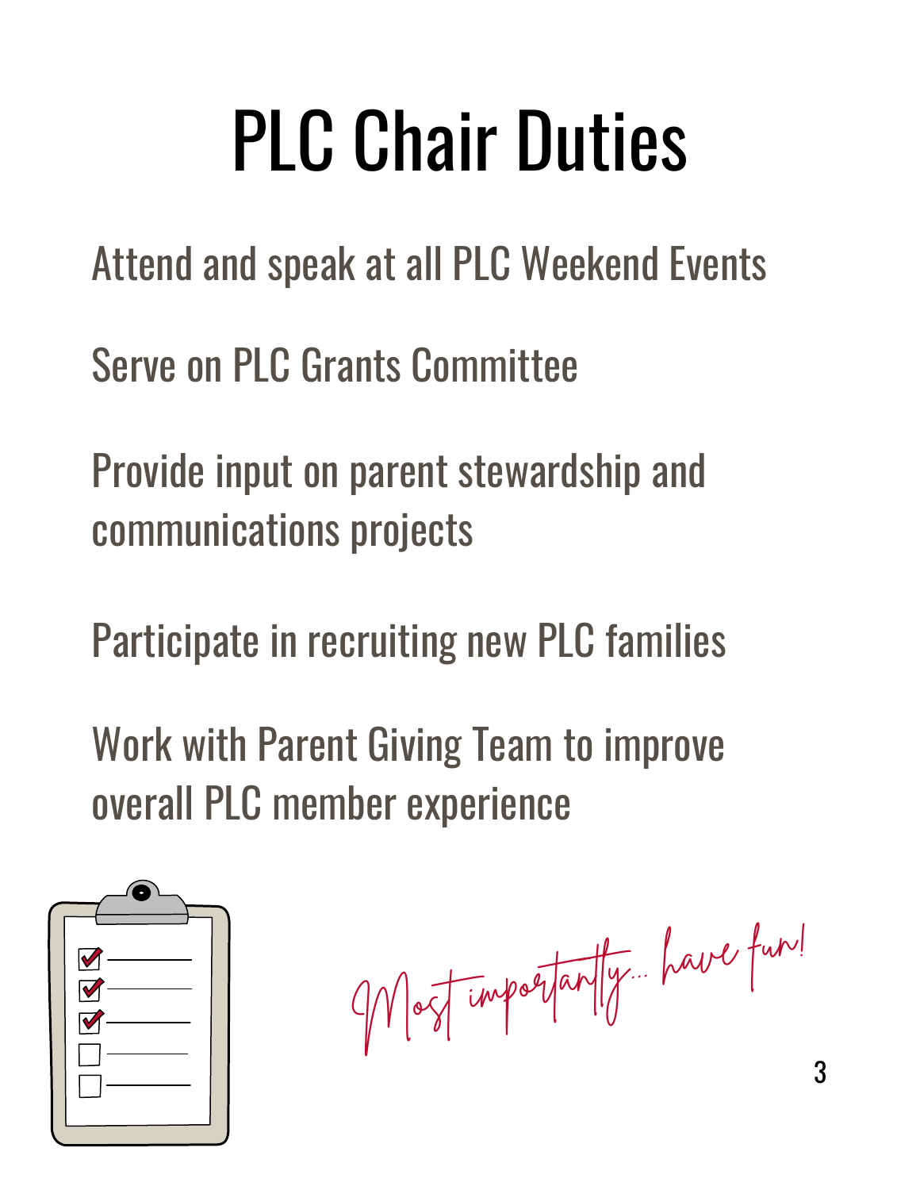# PLC Chair Duties

Attend and speak at all PLC Weekend Events

Serve on PLC Grants Committee

Provide input on parent stewardship and communications projects

Participate in recruiting new PLC families

Work with Parent Giving Team to improve overall PLC member experience

*Most importantly... have fun!*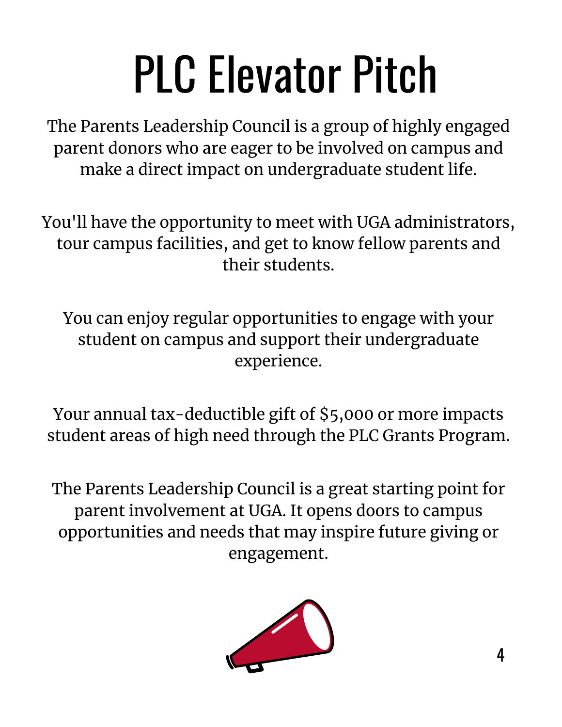# PLC Elevator Pitch

The Parents Leadership Council is a group of highly engaged parent donors who are eager to be involved on campus and make a direct impact on undergraduate student life.

You'll have the opportunity to meet with UGA administrators, tour campus facilities, and get to know fellow parents and their students.

You can enjoy regular opportunities to engage with your student on campus and support their undergraduate experience.

Your annual tax-deductible gift of $5,000 or more impacts student areas of high need through the PLC Grants Program.

The Parents Leadership Council is a great starting point for parent involvement at UGA. It opens doors to campus opportunities and needs that may inspire future giving or engagement.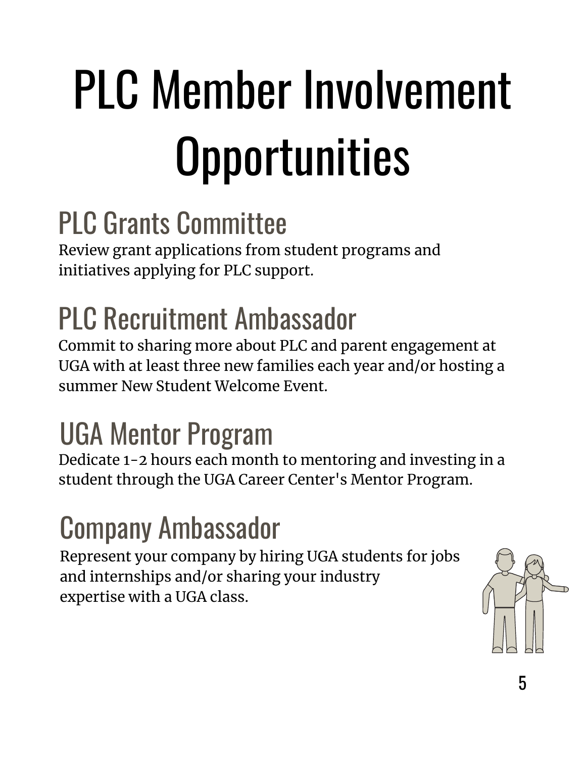# PLC Member Involvement Opportunities

## PLC Grants Committee

Review grant applications from student programs and initiatives applying for PLC support.

## PLC Recruitment Ambassador

Commit to sharing more about PLC and parent engagement at UGA with at least three new families each year and/or hosting a summer New Student Welcome Event.

## UGA Mentor Program

Dedicate 1-2 hours each month to mentoring and investing in a student through the UGA Career Center's Mentor Program.

## Company Ambassador

Represent your company by hiring UGA students for jobs and internships and/or sharing your industry expertise with a UGA class.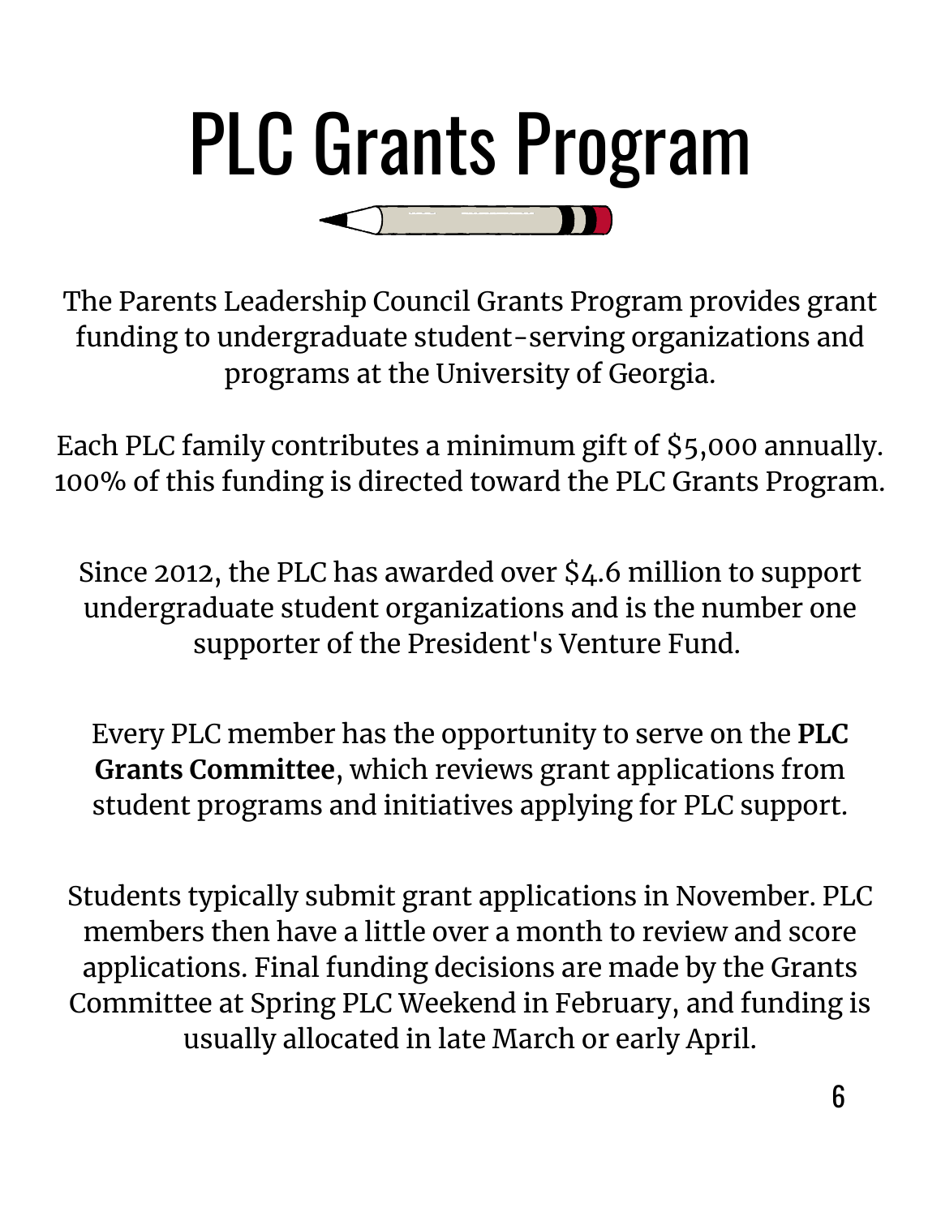# PLC Grants Program

The Parents Leadership Council Grants Program provides grant funding to undergraduate student-serving organizations and programs at the University of Georgia.

Each PLC family contributes a minimum gift of $5,000 annually. 100% of this funding is directed toward the PLC Grants Program.

Since 2012, the PLC has awarded over $4.6 million to support undergraduate student organizations and is the number one supporter of the President's Venture Fund.

Every PLC member has the opportunity to serve on the **PLC Grants Committee**, which reviews grant applications from student programs and initiatives applying for PLC support.

Students typically submit grant applications in November. PLC members then have a little over a month to review and score applications. Final funding decisions are made by the Grants Committee at Spring PLC Weekend in February, and funding is usually allocated in late March or early April.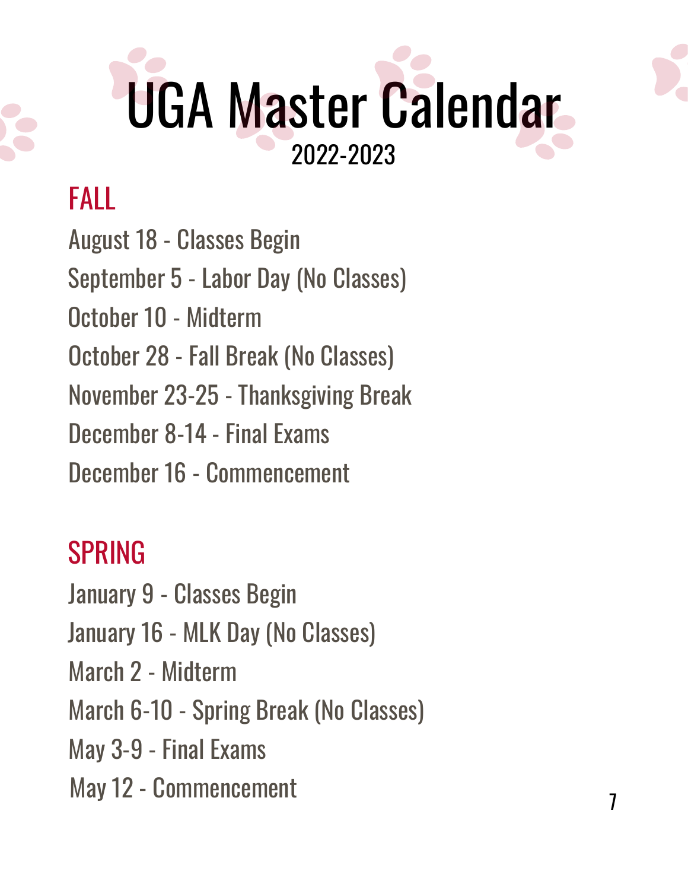# UGA Master Calendar

2022-2023

## FALL

August 18 - Classes Begin

September 5 - Labor Day (No Classes)

October 10 - Midterm

October 28 - Fall Break (No Classes)

November 23-25 - Thanksgiving Break

December 8-14 - Final Exams

December 16 - Commencement

## SPRING

January 9 - Classes Begin

January 16 - MLK Day (No Classes)

March 2 - Midterm

March 6-10 - Spring Break (No Classes)

May 3-9 - Final Exams

May 12 - Commencement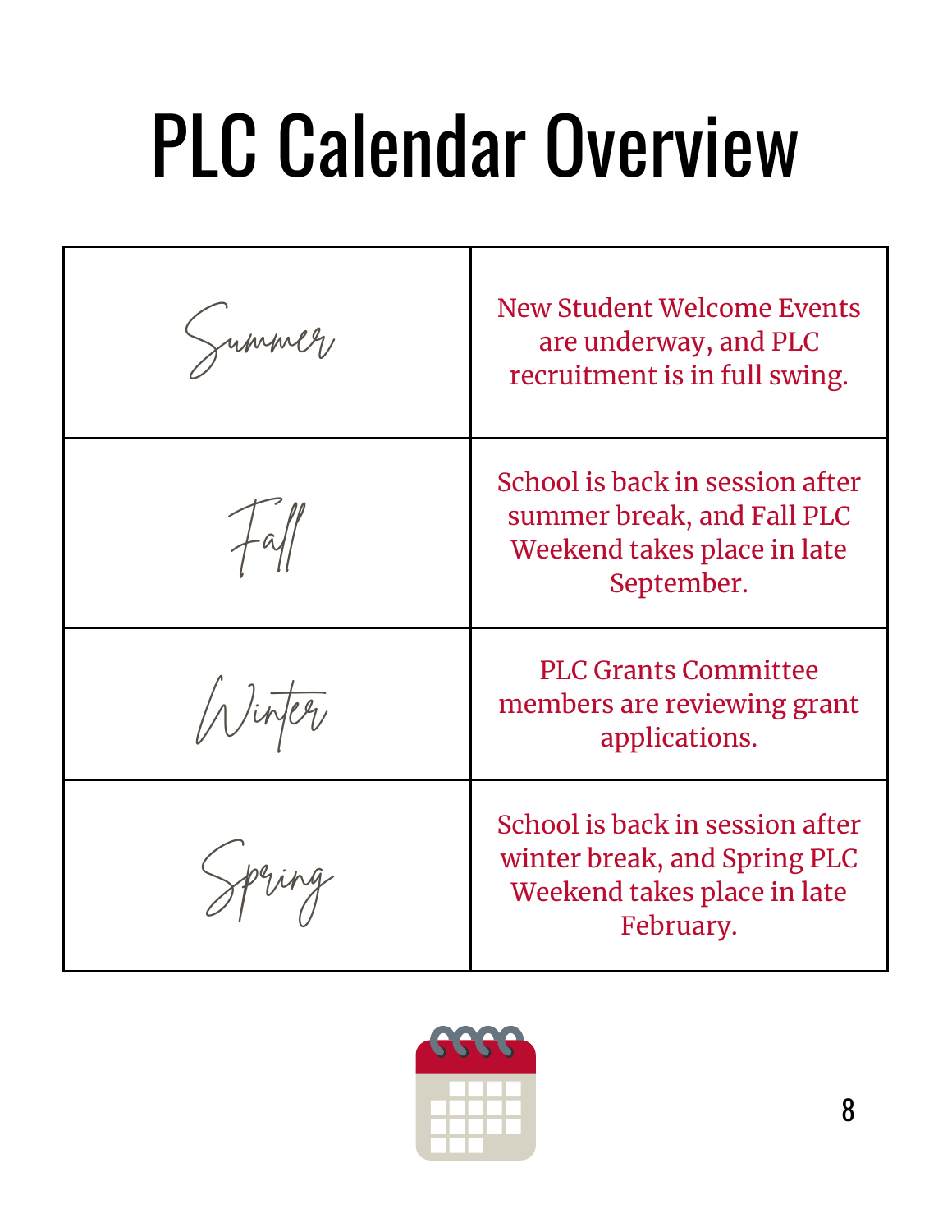# PLC Calendar Overview

| | |
|---|---|
| Summer | New Student Welcome Events are underway, and PLC recruitment is in full swing. |
| Fall | School is back in session after summer break, and Fall PLC Weekend takes place in late September. |
| Winter | PLC Grants Committee members are reviewing grant applications. |
| Spring | School is back in session after winter break, and Spring PLC Weekend takes place in late February. |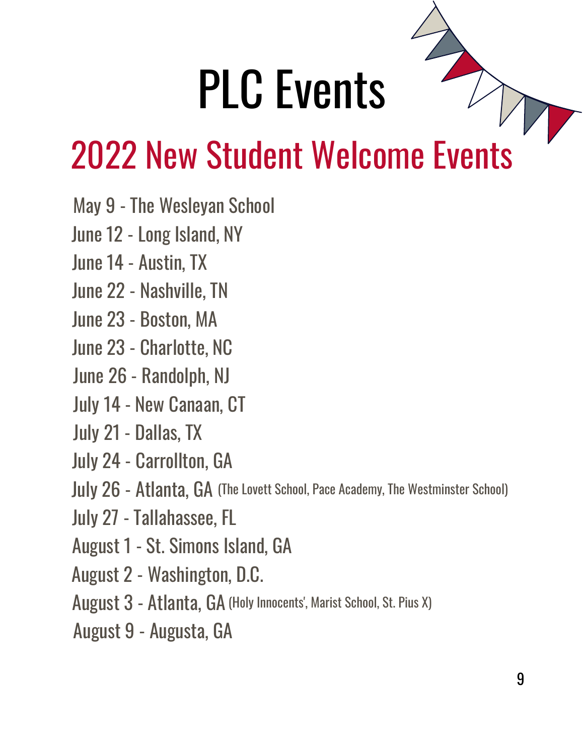# PLC Events

## 2022 New Student Welcome Events

May 9 - The Wesleyan School
June 12 - Long Island, NY
June 14 - Austin, TX
June 22 - Nashville, TN
June 23 - Boston, MA
June 23 - Charlotte, NC
June 26 - Randolph, NJ
July 14 - New Canaan, CT
July 21 - Dallas, TX
July 24 - Carrollton, GA
July 26 - Atlanta, GA (The Lovett School, Pace Academy, The Westminster School)
July 27 - Tallahassee, FL
August 1 - St. Simons Island, GA
August 2 - Washington, D.C.
August 3 - Atlanta, GA (Holy Innocents', Marist School, St. Pius X)
August 9 - Augusta, GA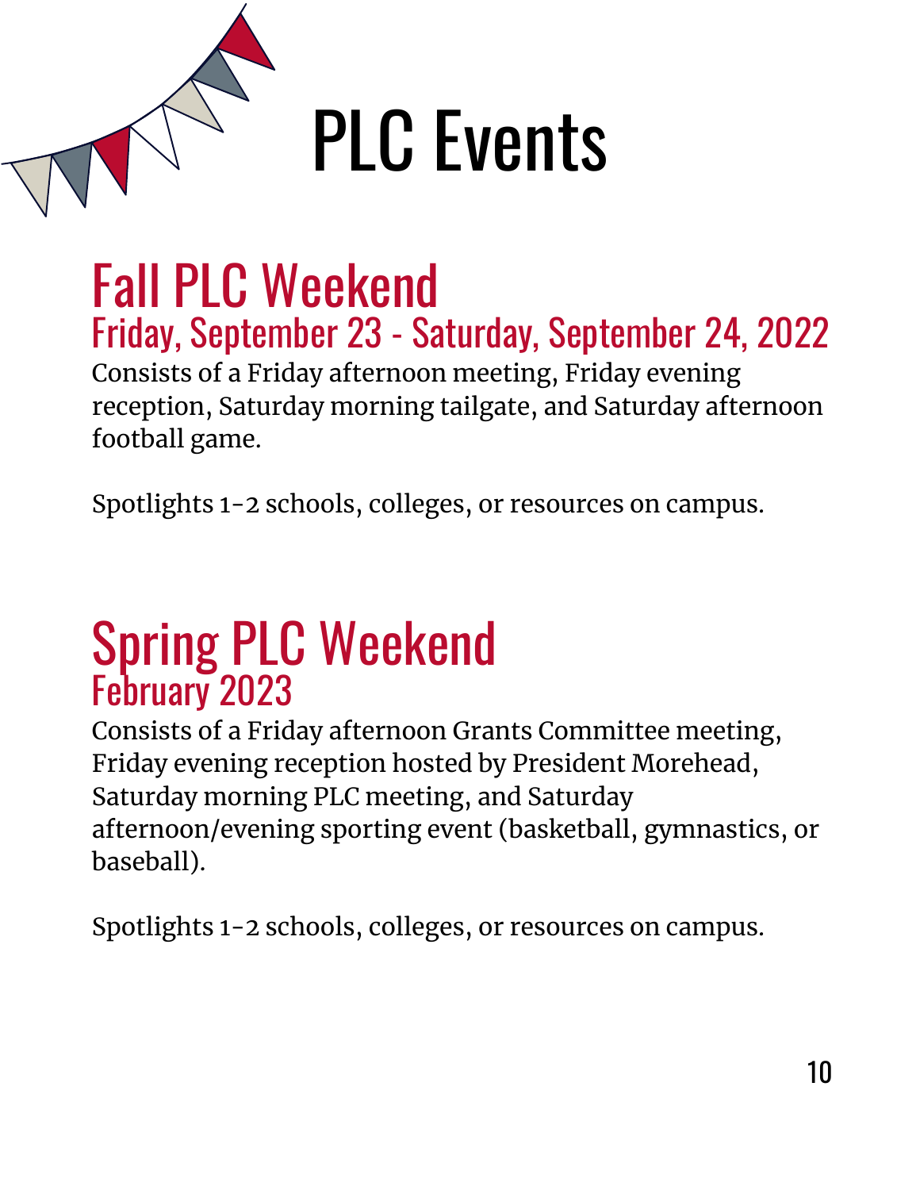# PLC Events

## Fall PLC Weekend

### Friday, September 23 - Saturday, September 24, 2022

Consists of a Friday afternoon meeting, Friday evening reception, Saturday morning tailgate, and Saturday afternoon football game.

Spotlights 1-2 schools, colleges, or resources on campus.

## Spring PLC Weekend

### February 2023

Consists of a Friday afternoon Grants Committee meeting, Friday evening reception hosted by President Morehead, Saturday morning PLC meeting, and Saturday afternoon/evening sporting event (basketball, gymnastics, or baseball).

Spotlights 1-2 schools, colleges, or resources on campus.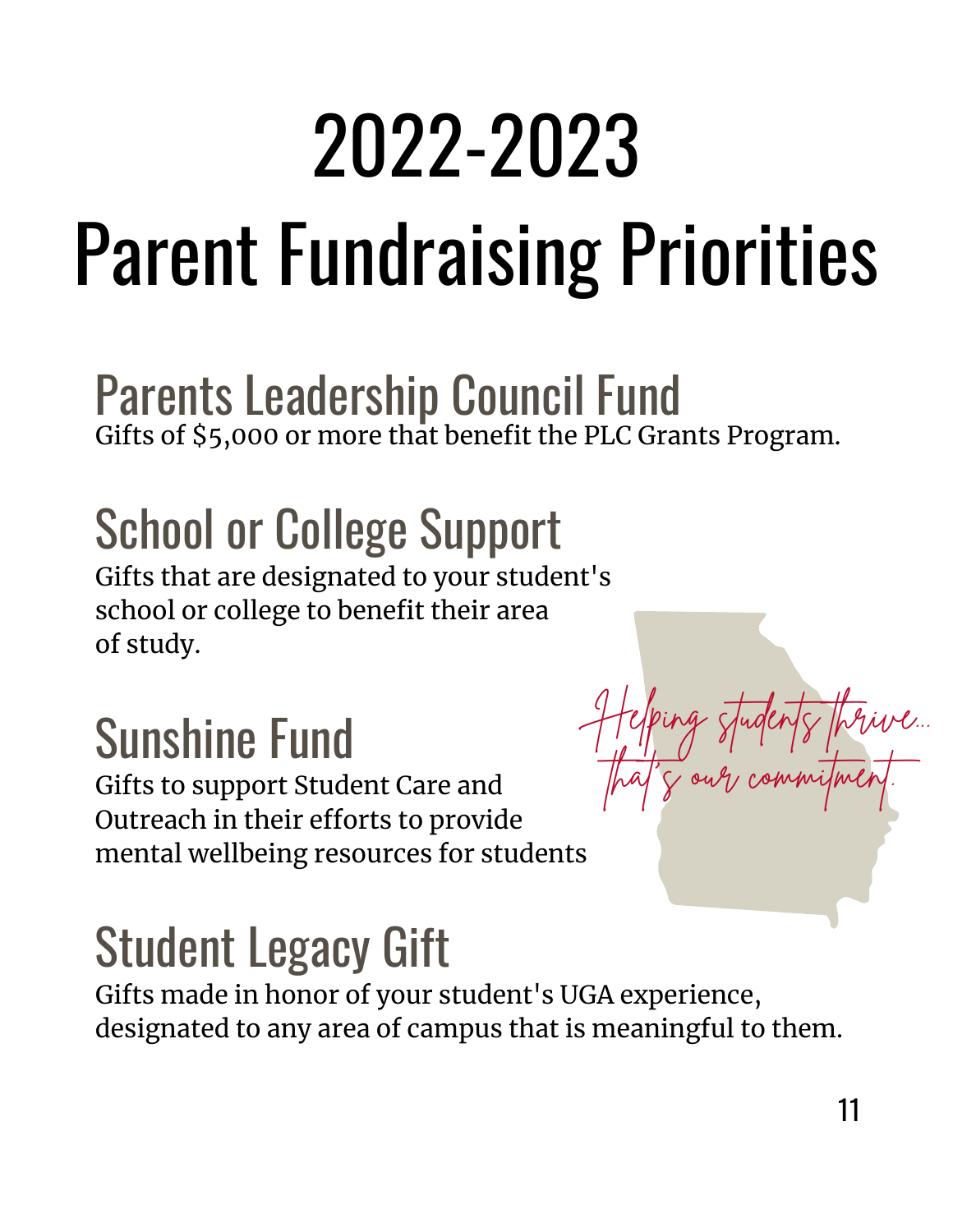# 2022-2023 Parent Fundraising Priorities

## Parents Leadership Council Fund

Gifts of $5,000 or more that benefit the PLC Grants Program.

## School or College Support

Gifts that are designated to your student's school or college to benefit their area of study.

## Sunshine Fund

Gifts to support Student Care and Outreach in their efforts to provide mental wellbeing resources for students

*Helping students thrive... that's our commitment.*

## Student Legacy Gift

Gifts made in honor of your student's UGA experience, designated to any area of campus that is meaningful to them.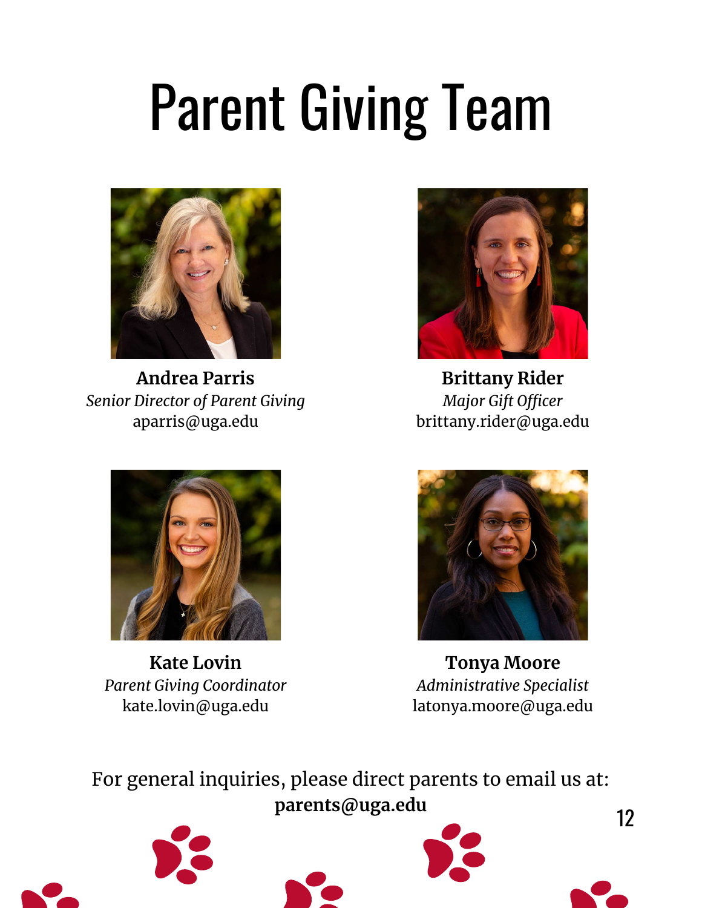# Parent Giving Team

**Andrea Parris**
*Senior Director of Parent Giving*
aparris@uga.edu

**Brittany Rider**
*Major Gift Officer*
brittany.rider@uga.edu

**Kate Lovin**
*Parent Giving Coordinator*
kate.lovin@uga.edu

**Tonya Moore**
*Administrative Specialist*
latonya.moore@uga.edu

For general inquiries, please direct parents to email us at:
**parents@uga.edu**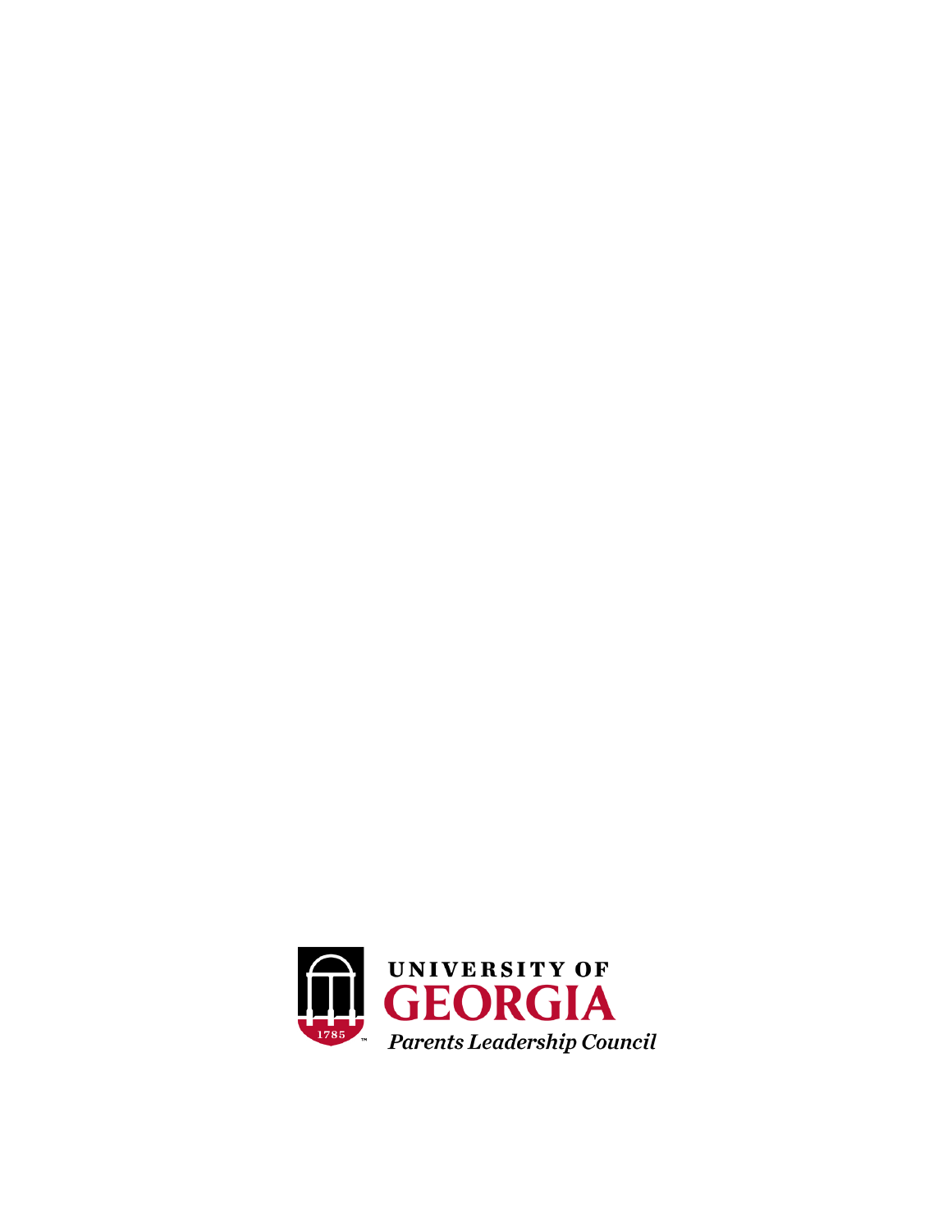UNIVERSITY OF
GEORGIA
*Parents Leadership Council*